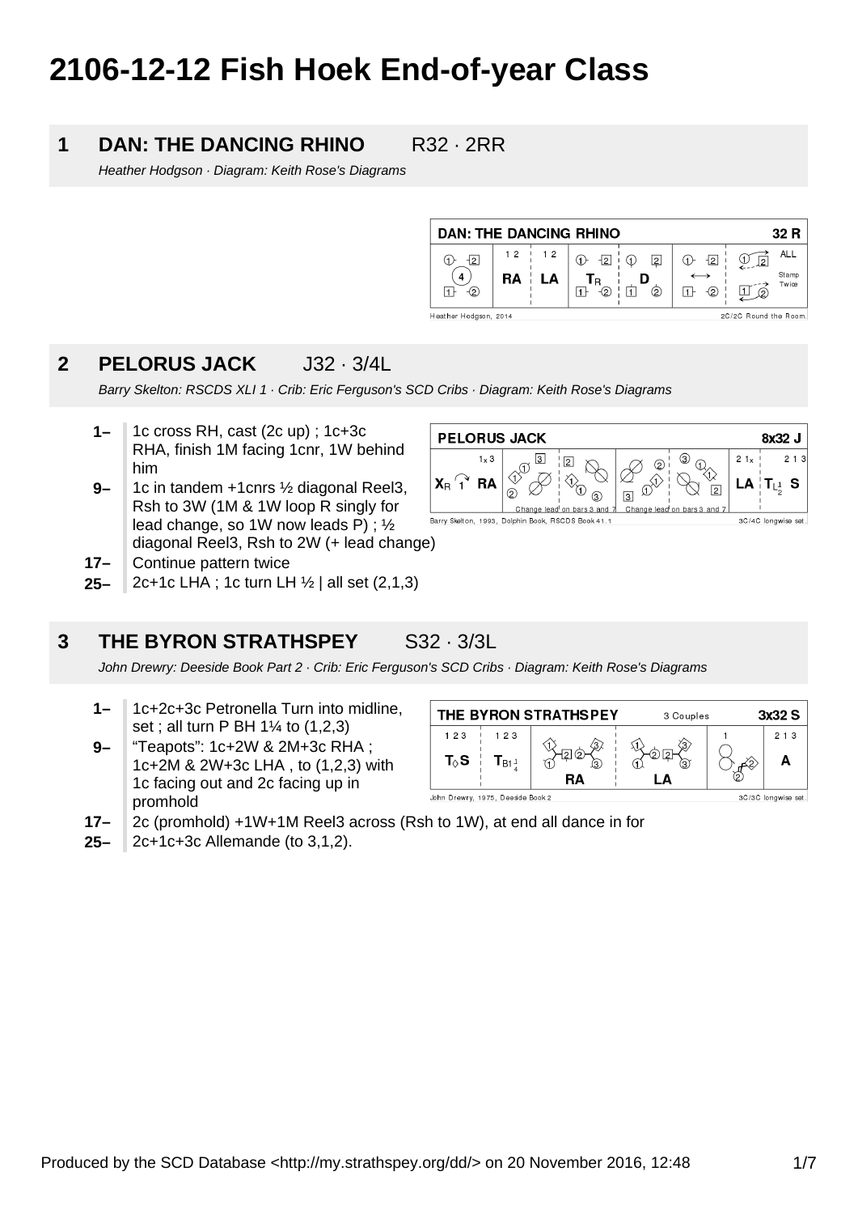# 2106-12-12 Fish Hoek End-of-year Class

## 1 DAN: THE DANCING RHINO R32 · 2RR

*Heather Hodgson · Diagram: Keith Rose's Diagrams*

## 2 PELORUS JACK J32 · 3/4L

*Barry Skelton: RSCDS XLI 1 · Crib: Eric Ferguson's SCD Cribs · Diagram: Keith Rose's Diagrams*

- **1–** 1c cross RH, cast (2c up) ; 1c+3c RHA, finish 1M facing 1cnr, 1W behind him
- **9–** 1c in tandem +1cnrs ½ diagonal Reel3, Rsh to 3W (1M & 1W loop R singly for lead change, so 1W now leads P) ; ½ diagonal Reel3, Rsh to 2W (+ lead change)
- **17–** Continue pattern twice
- **25–** 2c+1c LHA ; 1c turn LH ½ | all set (2,1,3)

## 3 THE BYRON STRATHSPEY S32 · 3/3L

*John Drewry: Deeside Book Part 2 · Crib: Eric Ferguson's SCD Cribs · Diagram: Keith Rose's Diagrams*

- **1–** 1c+2c+3c Petronella Turn into midline, set ; all turn P BH 1¼ to (1,2,3)
- **9–** “Teapots”: 1c+2W & 2M+3c RHA ; 1c+2M & 2W+3c LHA , to (1,2,3) with 1c facing out and 2c facing up in promhold
- **17–** 2c (promhold) +1W+1M Reel3 across (Rsh to 1W), at end all dance in for
- **25–** 2c+1c+3c Allemande (to 3,1,2).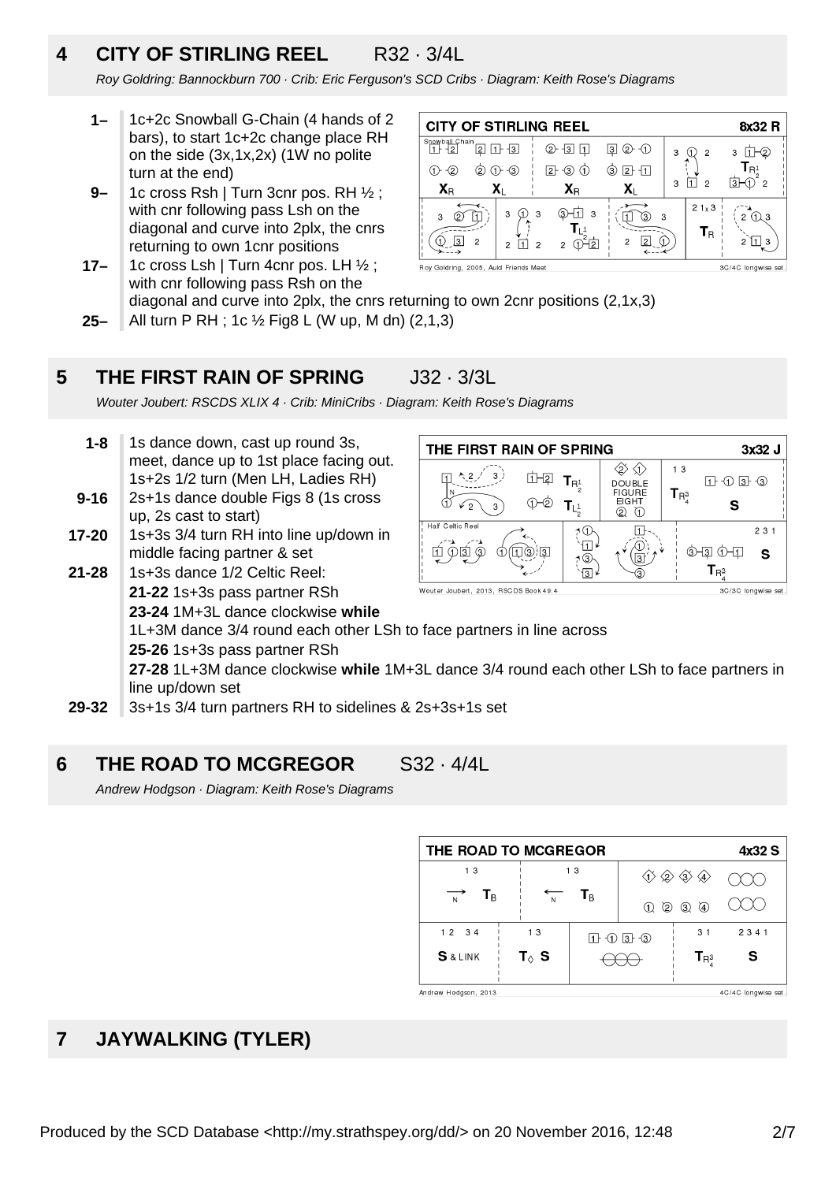## 4 CITY OF STIRLING REEL R32 · 3/4L

*Roy Goldring: Bannockburn 700 · Crib: Eric Ferguson's SCD Cribs · Diagram: Keith Rose's Diagrams*

- **1–** 1c+2c Snowball G-Chain (4 hands of 2 bars), to start 1c+2c change place RH on the side (3x,1x,2x) (1W no polite turn at the end)
- **9–** 1c cross Rsh | Turn 3cnr pos. RH ½ ; with cnr following pass Lsh on the diagonal and curve into 2plx, the cnrs returning to own 1cnr positions
- **17–** 1c cross Lsh | Turn 4cnr pos. LH ½ ; with cnr following pass Rsh on the diagonal and curve into 2plx, the cnrs returning to own 2cnr positions (2,1x,3)
- **25–** All turn P RH ; 1c ½ Fig8 L (W up, M dn) (2,1,3)

## 5 THE FIRST RAIN OF SPRING J32 · 3/3L

*Wouter Joubert: RSCDS XLIX 4 · Crib: MiniCribs · Diagram: Keith Rose's Diagrams*

- **1-8** 1s dance down, cast up round 3s, meet, dance up to 1st place facing out. 1s+2s 1/2 turn (Men LH, Ladies RH)
- **9-16** 2s+1s dance double Figs 8 (1s cross up, 2s cast to start)
- **17-20** 1s+3s 3/4 turn RH into line up/down in middle facing partner & set
- **21-28** 1s+3s dance 1/2 Celtic Reel:
  **21-22** 1s+3s pass partner RSh
  **23-24** 1M+3L dance clockwise **while** 1L+3M dance 3/4 round each other LSh to face partners in line across
  **25-26** 1s+3s pass partner RSh
  **27-28** 1L+3M dance clockwise **while** 1M+3L dance 3/4 round each other LSh to face partners in line up/down set
- **29-32** 3s+1s 3/4 turn partners RH to sidelines & 2s+3s+1s set

## 6 THE ROAD TO MCGREGOR S32 · 4/4L

*Andrew Hodgson · Diagram: Keith Rose's Diagrams*

## 7 JAYWALKING (TYLER)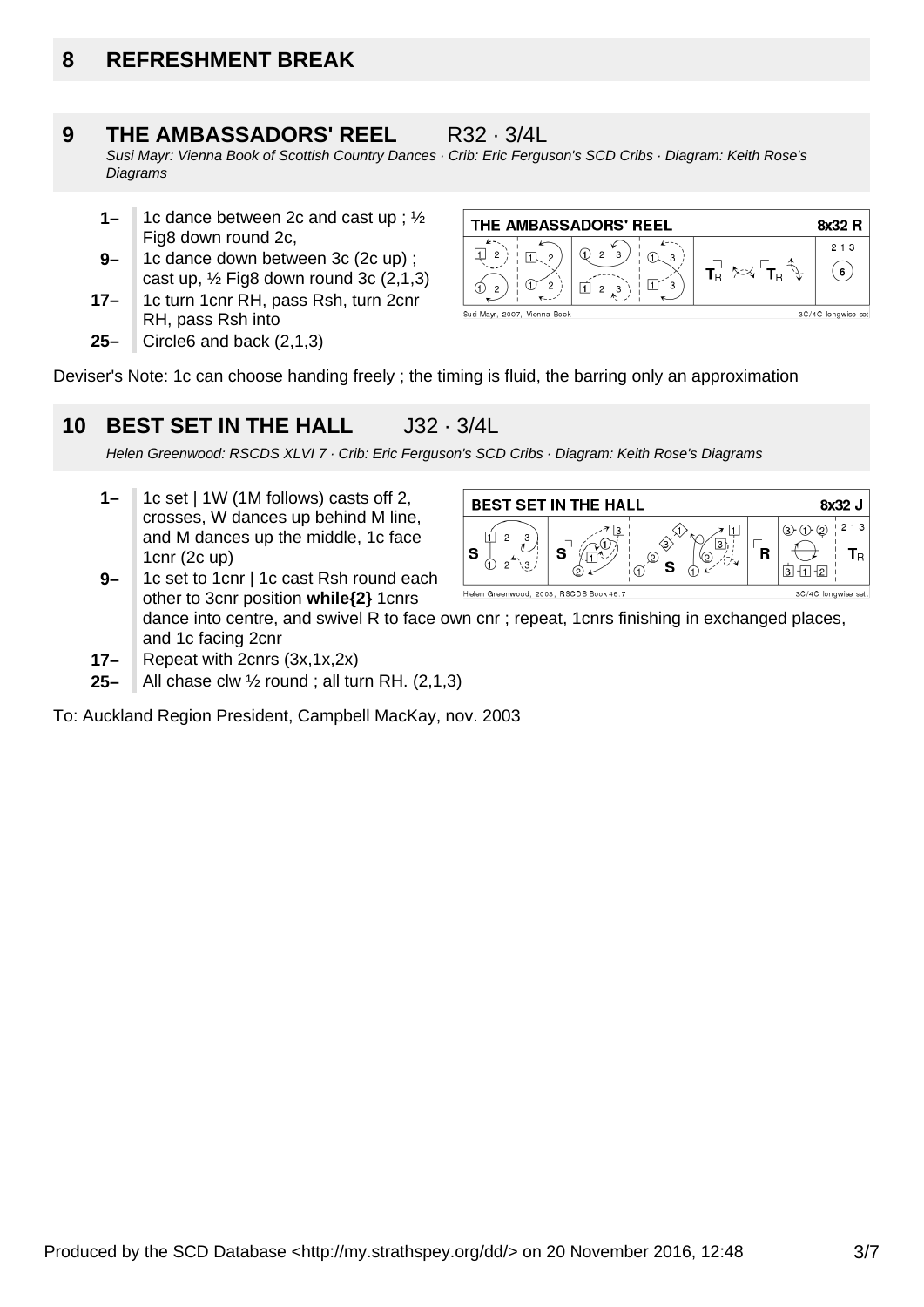## 8 REFRESHMENT BREAK

## 9 THE AMBASSADORS' REEL R32 · 3/4L

*Susi Mayr: Vienna Book of Scottish Country Dances · Crib: Eric Ferguson's SCD Cribs · Diagram: Keith Rose's Diagrams*

- **1–** 1c dance between 2c and cast up ; ½ Fig8 down round 2c,
- **9–** 1c dance down between 3c (2c up) ; cast up, ½ Fig8 down round 3c (2,1,3)
- **17–** 1c turn 1cnr RH, pass Rsh, turn 2cnr RH, pass Rsh into
- **25–** Circle6 and back (2,1,3)

Deviser's Note: 1c can choose handing freely ; the timing is fluid, the barring only an approximation

## 10 BEST SET IN THE HALL J32 · 3/4L

*Helen Greenwood: RSCDS XLVI 7 · Crib: Eric Ferguson's SCD Cribs · Diagram: Keith Rose's Diagrams*

- **1–** 1c set | 1W (1M follows) casts off 2, crosses, W dances up behind M line, and M dances up the middle, 1c face 1cnr (2c up)
- **9–** 1c set to 1cnr | 1c cast Rsh round each other to 3cnr position **while{2}** 1cnrs dance into centre, and swivel R to face own cnr ; repeat, 1cnrs finishing in exchanged places, and 1c facing 2cnr
- **17–** Repeat with 2cnrs (3x,1x,2x)
- **25–** All chase clw ½ round ; all turn RH. (2,1,3)

To: Auckland Region President, Campbell MacKay, nov. 2003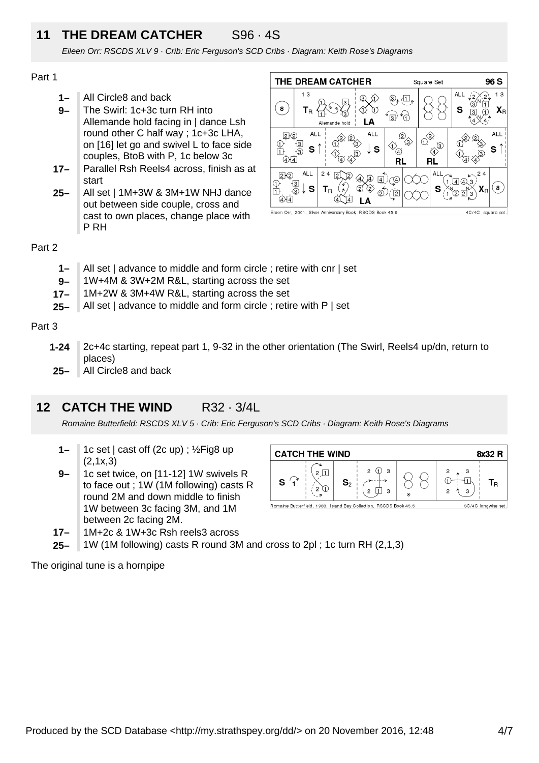## 11 THE DREAM CATCHER S96 · 4S

*Eileen Orr: RSCDS XLV 9 · Crib: Eric Ferguson's SCD Cribs · Diagram: Keith Rose's Diagrams*

Part 1

- **1–** All Circle8 and back
- **9–** The Swirl: 1c+3c turn RH into Allemande hold facing in | dance Lsh round other C half way ; 1c+3c LHA, on [16] let go and swivel L to face side couples, BtoB with P, 1c below 3c
- **17–** Parallel Rsh Reels4 across, finish as at start
- **25–** All set | 1M+3W & 3M+1W NHJ dance out between side couple, cross and cast to own places, change place with P RH

Part 2

- **1–** All set | advance to middle and form circle ; retire with cnr | set
- **9–** 1W+4M & 3W+2M R&L, starting across the set
- **17–** 1M+2W & 3M+4W R&L, starting across the set
- **25–** All set | advance to middle and form circle ; retire with P | set

Part 3

- **1-24** 2c+4c starting, repeat part 1, 9-32 in the other orientation (The Swirl, Reels4 up/dn, return to places)
- **25–** All Circle8 and back

## 12 CATCH THE WIND R32 · 3/4L

*Romaine Butterfield: RSCDS XLV 5 · Crib: Eric Ferguson's SCD Cribs · Diagram: Keith Rose's Diagrams*

- **1–** 1c set | cast off (2c up) ; ½Fig8 up (2,1x,3)
- **9–** 1c set twice, on [11-12] 1W swivels R to face out ; 1W (1M following) casts R round 2M and down middle to finish 1W between 3c facing 3M, and 1M between 2c facing 2M.
- **17–** 1M+2c & 1W+3c Rsh reels3 across
- **25–** 1W (1M following) casts R round 3M and cross to 2pl ; 1c turn RH (2,1,3)

The original tune is a hornpipe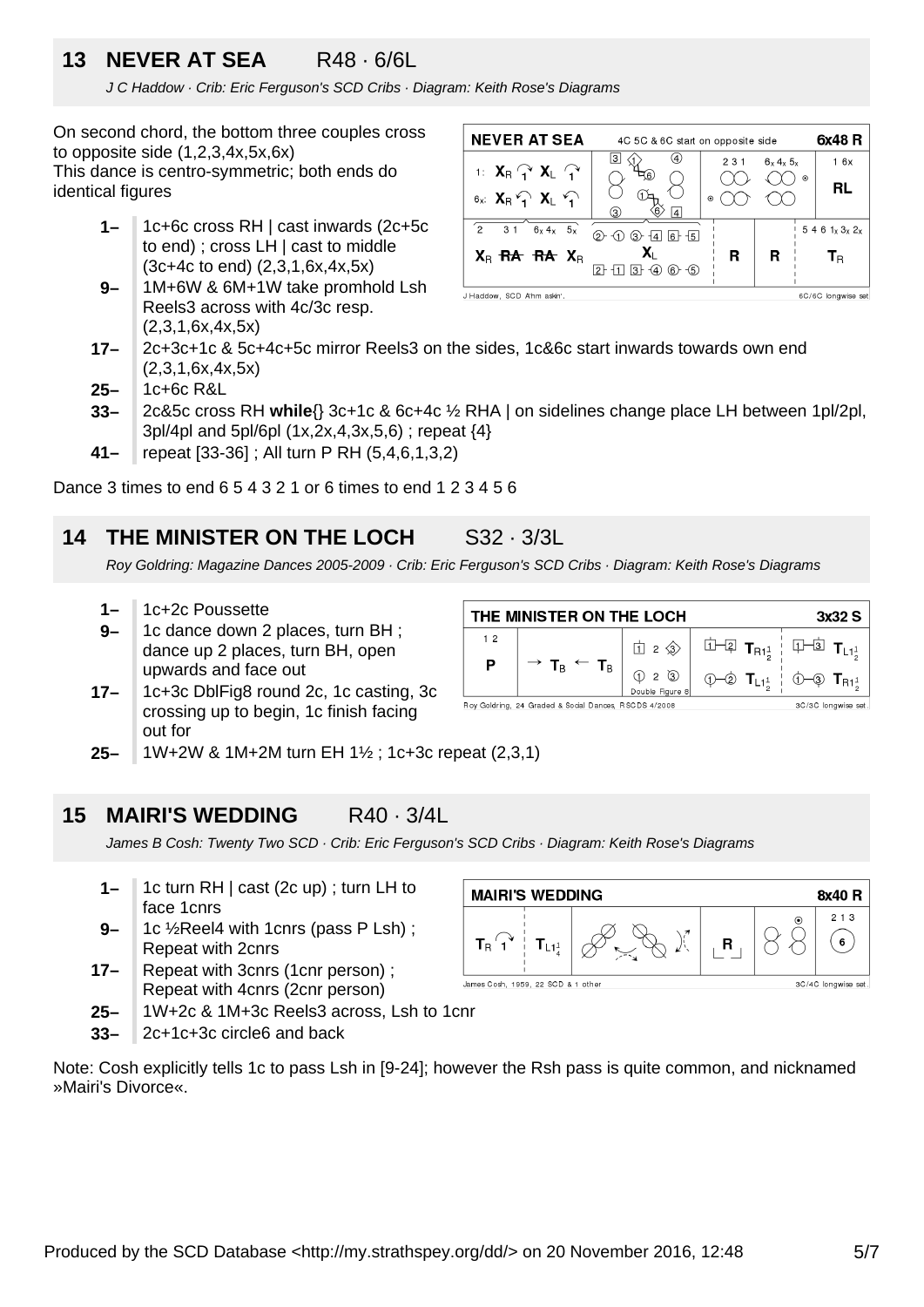## 13 NEVER AT SEA R48 · 6/6L

*J C Haddow · Crib: Eric Ferguson's SCD Cribs · Diagram: Keith Rose's Diagrams*

On second chord, the bottom three couples cross to opposite side (1,2,3,4x,5x,6x)
This dance is centro-symmetric; both ends do identical figures

- **1–** 1c+6c cross RH | cast inwards (2c+5c to end) ; cross LH | cast to middle (3c+4c to end) (2,3,1,6x,4x,5x)
- **9–** 1M+6W & 6M+1W take promhold Lsh Reels3 across with 4c/3c resp. (2,3,1,6x,4x,5x)
- **17–** 2c+3c+1c & 5c+4c+5c mirror Reels3 on the sides, 1c&6c start inwards towards own end (2,3,1,6x,4x,5x)
- **25–** 1c+6c R&L
- **33–** 2c&5c cross RH **while**{} 3c+1c & 6c+4c ½ RHA | on sidelines change place LH between 1pl/2pl, 3pl/4pl and 5pl/6pl (1x,2x,4,3x,5,6) ; repeat {4}
- **41–** repeat [33-36] ; All turn P RH (5,4,6,1,3,2)

Dance 3 times to end 6 5 4 3 2 1 or 6 times to end 1 2 3 4 5 6

## 14 THE MINISTER ON THE LOCH S32 · 3/3L

*Roy Goldring: Magazine Dances 2005-2009 · Crib: Eric Ferguson's SCD Cribs · Diagram: Keith Rose's Diagrams*

- **1–** 1c+2c Poussette
- **9–** 1c dance down 2 places, turn BH ; dance up 2 places, turn BH, open upwards and face out
- **17–** 1c+3c DblFig8 round 2c, 1c casting, 3c crossing up to begin, 1c finish facing out for
- **25–** 1W+2W & 1M+2M turn EH 1½ ; 1c+3c repeat (2,3,1)

## 15 MAIRI'S WEDDING R40 · 3/4L

*James B Cosh: Twenty Two SCD · Crib: Eric Ferguson's SCD Cribs · Diagram: Keith Rose's Diagrams*

- **1–** 1c turn RH | cast (2c up) ; turn LH to face 1cnrs
- **9–** 1c ½Reel4 with 1cnrs (pass P Lsh) ; Repeat with 2cnrs
- **17–** Repeat with 3cnrs (1cnr person) ; Repeat with 4cnrs (2cnr person)
- **25–** 1W+2c & 1M+3c Reels3 across, Lsh to 1cnr
- **33–** 2c+1c+3c circle6 and back

Note: Cosh explicitly tells 1c to pass Lsh in [9-24]; however the Rsh pass is quite common, and nicknamed »Mairi's Divorce«.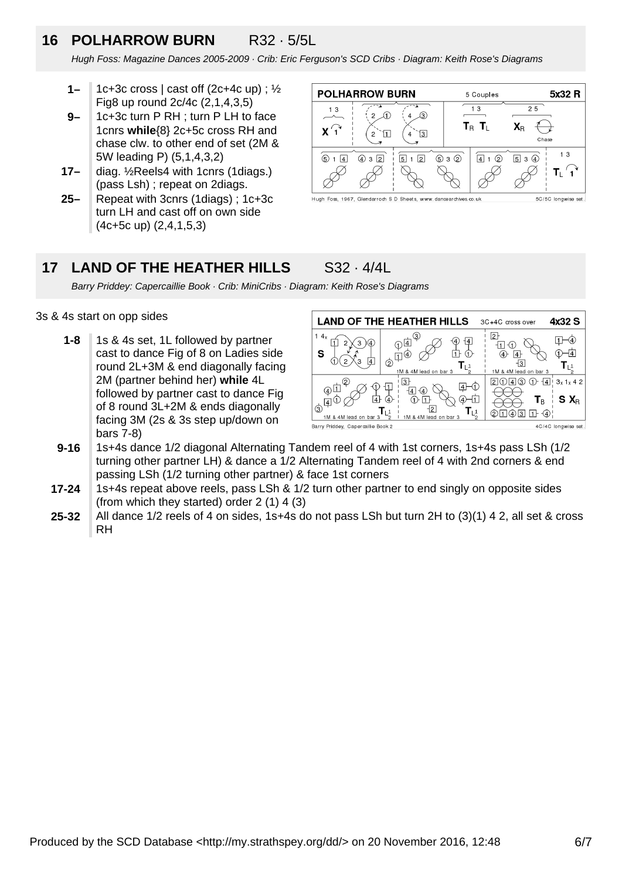## 16 POLHARROW BURN R32 · 5/5L

*Hugh Foss: Magazine Dances 2005-2009 · Crib: Eric Ferguson's SCD Cribs · Diagram: Keith Rose's Diagrams*

- **1–** 1c+3c cross | cast off (2c+4c up) ; ½ Fig8 up round 2c/4c (2,1,4,3,5)
- **9–** 1c+3c turn P RH ; turn P LH to face 1cnrs **while**{8} 2c+5c cross RH and chase clw. to other end of set (2M & 5W leading P) (5,1,4,3,2)
- **17–** diag. ½Reels4 with 1cnrs (1diags.) (pass Lsh) ; repeat on 2diags.
- **25–** Repeat with 3cnrs (1diags) ; 1c+3c turn LH and cast off on own side (4c+5c up) (2,4,1,5,3)

## 17 LAND OF THE HEATHER HILLS S32 · 4/4L

*Barry Priddey: Capercaillie Book · Crib: MiniCribs · Diagram: Keith Rose's Diagrams*

3s & 4s start on opp sides

- **1-8** 1s & 4s set, 1L followed by partner cast to dance Fig of 8 on Ladies side round 2L+3M & end diagonally facing 2M (partner behind her) **while** 4L followed by partner cast to dance Fig of 8 round 3L+2M & ends diagonally facing 3M (2s & 3s step up/down on bars 7-8)
- **9-16** 1s+4s dance 1/2 diagonal Alternating Tandem reel of 4 with 1st corners, 1s+4s pass LSh (1/2 turning other partner LH) & dance a 1/2 Alternating Tandem reel of 4 with 2nd corners & end passing LSh (1/2 turning other partner) & face 1st corners
- **17-24** 1s+4s repeat above reels, pass LSh & 1/2 turn other partner to end singly on opposite sides (from which they started) order 2 (1) 4 (3)
- **25-32** All dance 1/2 reels of 4 on sides, 1s+4s do not pass LSh but turn 2H to (3)(1) 4 2, all set & cross RH

Produced by the SCD Database <http://my.strathspey.org/dd/> on 20 November 2016, 12:48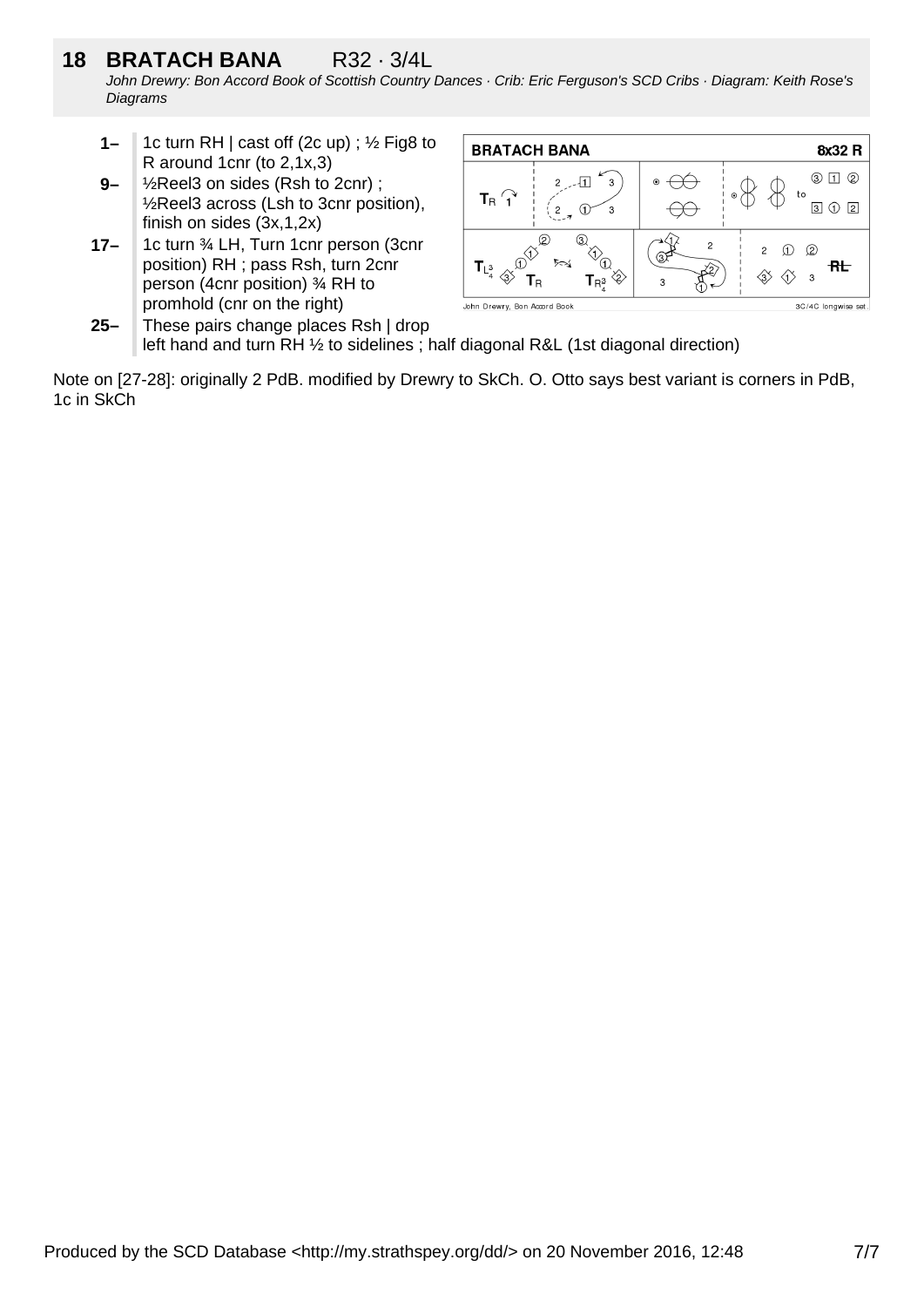## 18 BRATACH BANA R32 · 3/4L

*John Drewry: Bon Accord Book of Scottish Country Dances · Crib: Eric Ferguson's SCD Cribs · Diagram: Keith Rose's Diagrams*

**1–** 1c turn RH | cast off (2c up) ; ½ Fig8 to R around 1cnr (to 2,1x,3)

**9–** ½Reel3 on sides (Rsh to 2cnr) ; ½Reel3 across (Lsh to 3cnr position), finish on sides (3x,1,2x)

**17–** 1c turn ¾ LH, Turn 1cnr person (3cnr position) RH ; pass Rsh, turn 2cnr person (4cnr position) ¾ RH to promhold (cnr on the right)

**25–** These pairs change places Rsh | drop left hand and turn RH ½ to sidelines ; half diagonal R&L (1st diagonal direction)

BRATACH BANA

8x32 R

John Drewry, Bon Accord Book

3C/4C longwise set.

Note on [27-28]: originally 2 PdB. modified by Drewry to SkCh. O. Otto says best variant is corners in PdB, 1c in SkCh